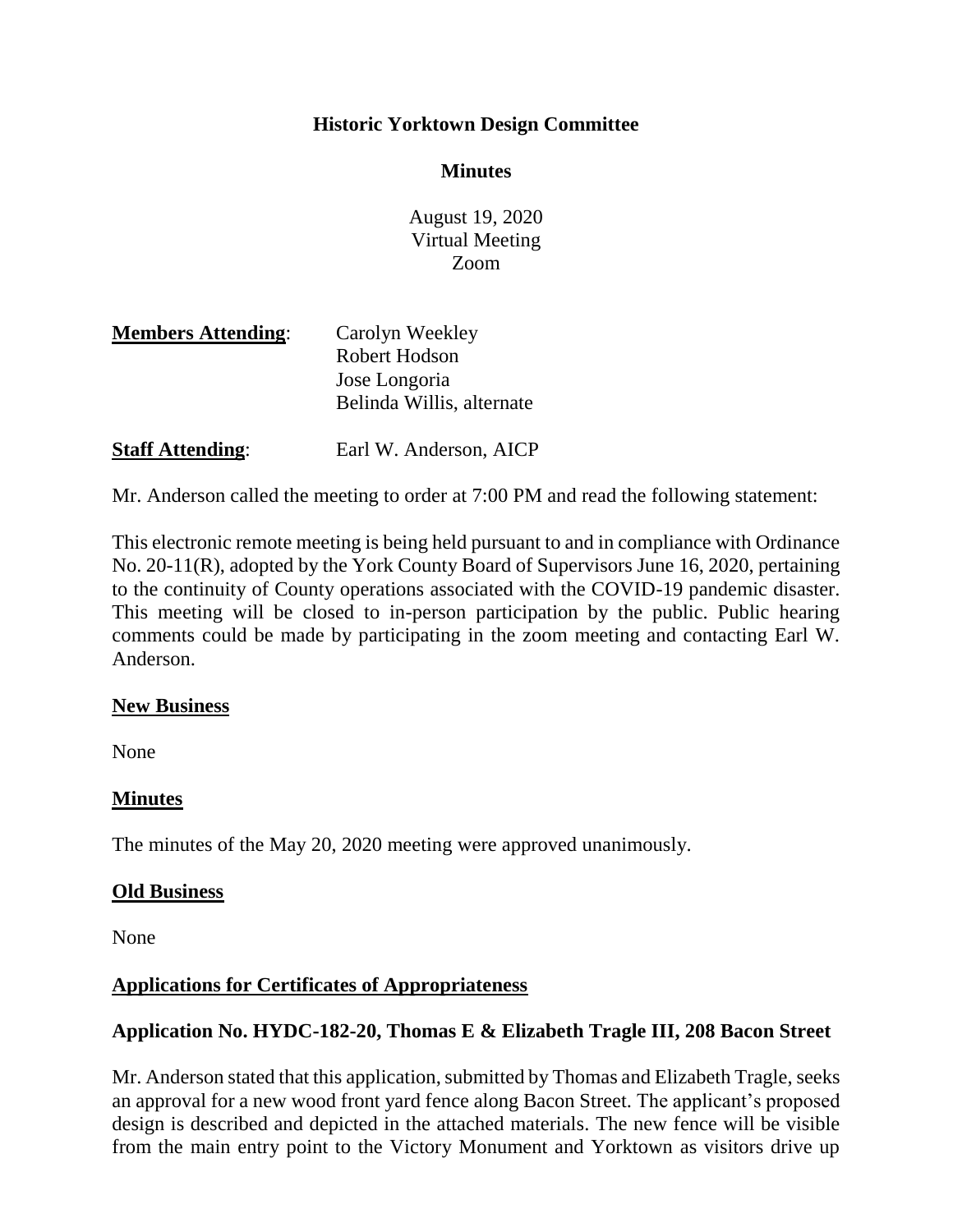# Historic Yorktown Design Committee

## Minutes

August 19, 2020
Virtual Meeting
Zoom

**Members Attending**: Carolyn Weekley
Robert Hodson
Jose Longoria
Belinda Willis, alternate

**Staff Attending**: Earl W. Anderson, AICP

Mr. Anderson called the meeting to order at 7:00 PM and read the following statement:

This electronic remote meeting is being held pursuant to and in compliance with Ordinance No. 20-11(R), adopted by the York County Board of Supervisors June 16, 2020, pertaining to the continuity of County operations associated with the COVID-19 pandemic disaster. This meeting will be closed to in-person participation by the public. Public hearing comments could be made by participating in the zoom meeting and contacting Earl W. Anderson.

**New Business**

None

**Minutes**

The minutes of the May 20, 2020 meeting were approved unanimously.

**Old Business**

None

**Applications for Certificates of Appropriateness**

**Application No. HYDC-182-20, Thomas E & Elizabeth Tragle III, 208 Bacon Street**

Mr. Anderson stated that this application, submitted by Thomas and Elizabeth Tragle, seeks an approval for a new wood front yard fence along Bacon Street. The applicant's proposed design is described and depicted in the attached materials. The new fence will be visible from the main entry point to the Victory Monument and Yorktown as visitors drive up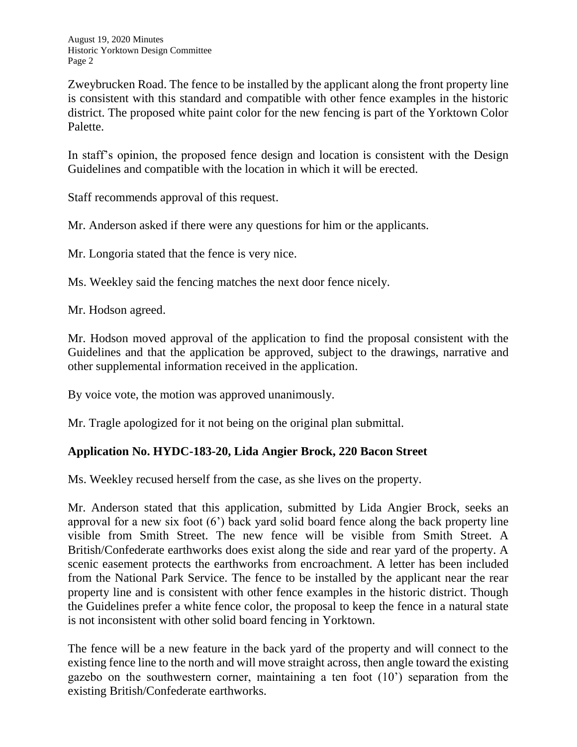Zweybrucken Road. The fence to be installed by the applicant along the front property line is consistent with this standard and compatible with other fence examples in the historic district. The proposed white paint color for the new fencing is part of the Yorktown Color Palette.

In staff's opinion, the proposed fence design and location is consistent with the Design Guidelines and compatible with the location in which it will be erected.

Staff recommends approval of this request.

Mr. Anderson asked if there were any questions for him or the applicants.

Mr. Longoria stated that the fence is very nice.

Ms. Weekley said the fencing matches the next door fence nicely.

Mr. Hodson agreed.

Mr. Hodson moved approval of the application to find the proposal consistent with the Guidelines and that the application be approved, subject to the drawings, narrative and other supplemental information received in the application.

By voice vote, the motion was approved unanimously.

Mr. Tragle apologized for it not being on the original plan submittal.

**Application No. HYDC-183-20, Lida Angier Brock, 220 Bacon Street**

Ms. Weekley recused herself from the case, as she lives on the property.

Mr. Anderson stated that this application, submitted by Lida Angier Brock, seeks an approval for a new six foot (6') back yard solid board fence along the back property line visible from Smith Street. The new fence will be visible from Smith Street. A British/Confederate earthworks does exist along the side and rear yard of the property. A scenic easement protects the earthworks from encroachment. A letter has been included from the National Park Service. The fence to be installed by the applicant near the rear property line and is consistent with other fence examples in the historic district. Though the Guidelines prefer a white fence color, the proposal to keep the fence in a natural state is not inconsistent with other solid board fencing in Yorktown.

The fence will be a new feature in the back yard of the property and will connect to the existing fence line to the north and will move straight across, then angle toward the existing gazebo on the southwestern corner, maintaining a ten foot (10') separation from the existing British/Confederate earthworks.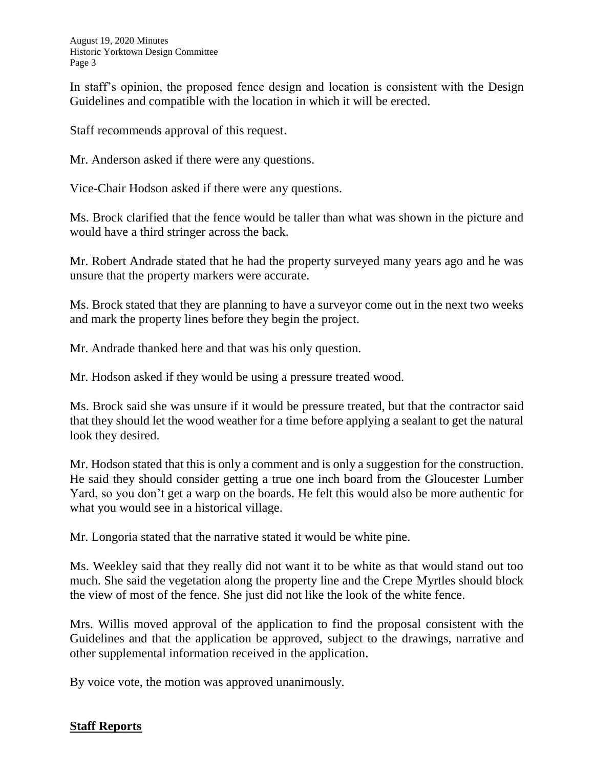In staff's opinion, the proposed fence design and location is consistent with the Design Guidelines and compatible with the location in which it will be erected.

Staff recommends approval of this request.

Mr. Anderson asked if there were any questions.

Vice-Chair Hodson asked if there were any questions.

Ms. Brock clarified that the fence would be taller than what was shown in the picture and would have a third stringer across the back.

Mr. Robert Andrade stated that he had the property surveyed many years ago and he was unsure that the property markers were accurate.

Ms. Brock stated that they are planning to have a surveyor come out in the next two weeks and mark the property lines before they begin the project.

Mr. Andrade thanked here and that was his only question.

Mr. Hodson asked if they would be using a pressure treated wood.

Ms. Brock said she was unsure if it would be pressure treated, but that the contractor said that they should let the wood weather for a time before applying a sealant to get the natural look they desired.

Mr. Hodson stated that this is only a comment and is only a suggestion for the construction. He said they should consider getting a true one inch board from the Gloucester Lumber Yard, so you don't get a warp on the boards. He felt this would also be more authentic for what you would see in a historical village.

Mr. Longoria stated that the narrative stated it would be white pine.

Ms. Weekley said that they really did not want it to be white as that would stand out too much. She said the vegetation along the property line and the Crepe Myrtles should block the view of most of the fence. She just did not like the look of the white fence.

Mrs. Willis moved approval of the application to find the proposal consistent with the Guidelines and that the application be approved, subject to the drawings, narrative and other supplemental information received in the application.

By voice vote, the motion was approved unanimously.

## **Staff Reports**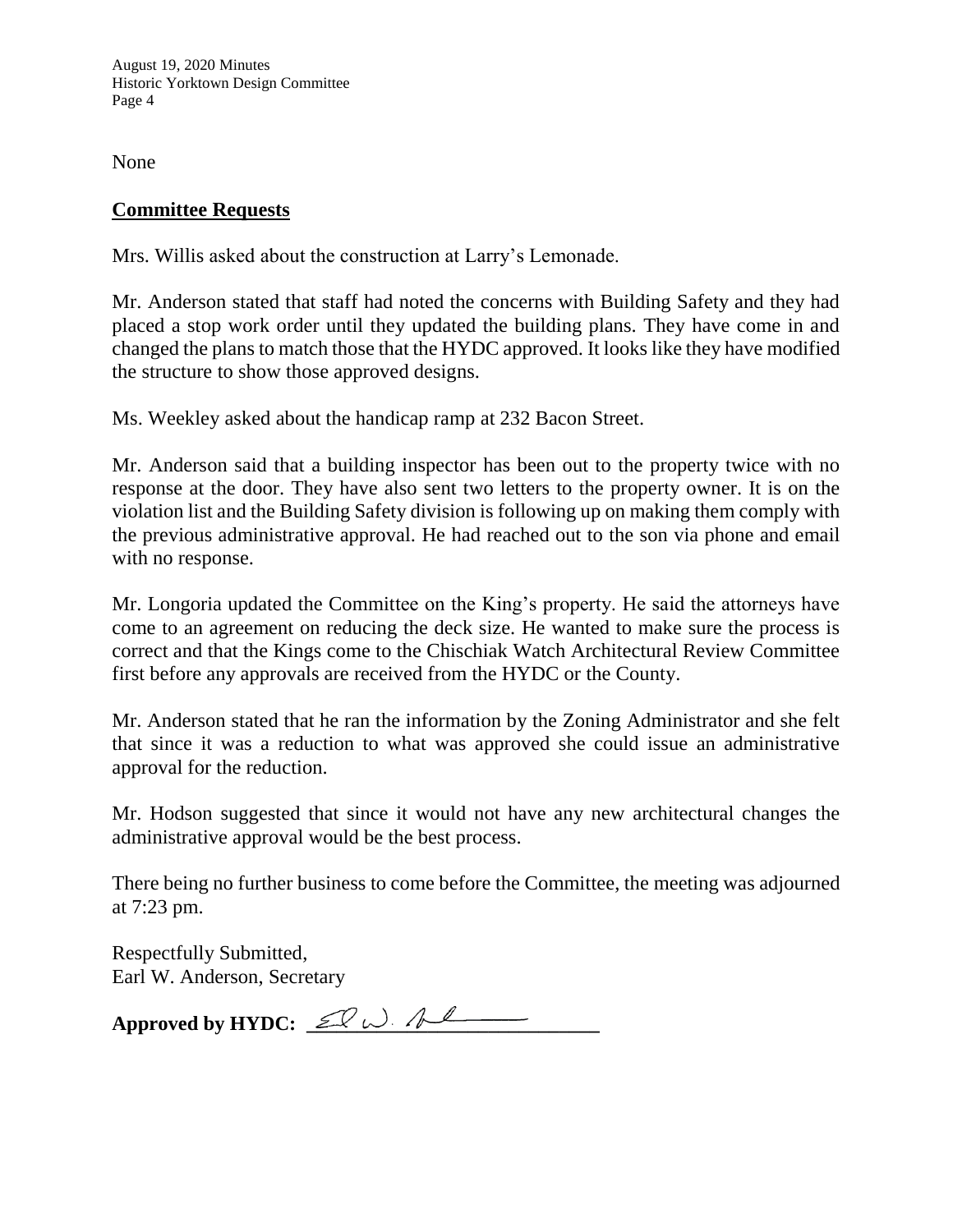None

## Committee Requests

Mrs. Willis asked about the construction at Larry's Lemonade.

Mr. Anderson stated that staff had noted the concerns with Building Safety and they had placed a stop work order until they updated the building plans. They have come in and changed the plans to match those that the HYDC approved. It looks like they have modified the structure to show those approved designs.

Ms. Weekley asked about the handicap ramp at 232 Bacon Street.

Mr. Anderson said that a building inspector has been out to the property twice with no response at the door. They have also sent two letters to the property owner. It is on the violation list and the Building Safety division is following up on making them comply with the previous administrative approval. He had reached out to the son via phone and email with no response.

Mr. Longoria updated the Committee on the King's property. He said the attorneys have come to an agreement on reducing the deck size. He wanted to make sure the process is correct and that the Kings come to the Chischiak Watch Architectural Review Committee first before any approvals are received from the HYDC or the County.

Mr. Anderson stated that he ran the information by the Zoning Administrator and she felt that since it was a reduction to what was approved she could issue an administrative approval for the reduction.

Mr. Hodson suggested that since it would not have any new architectural changes the administrative approval would be the best process.

There being no further business to come before the Committee, the meeting was adjourned at 7:23 pm.

Respectfully Submitted,
Earl W. Anderson, Secretary

**Approved by HYDC:** ___________________________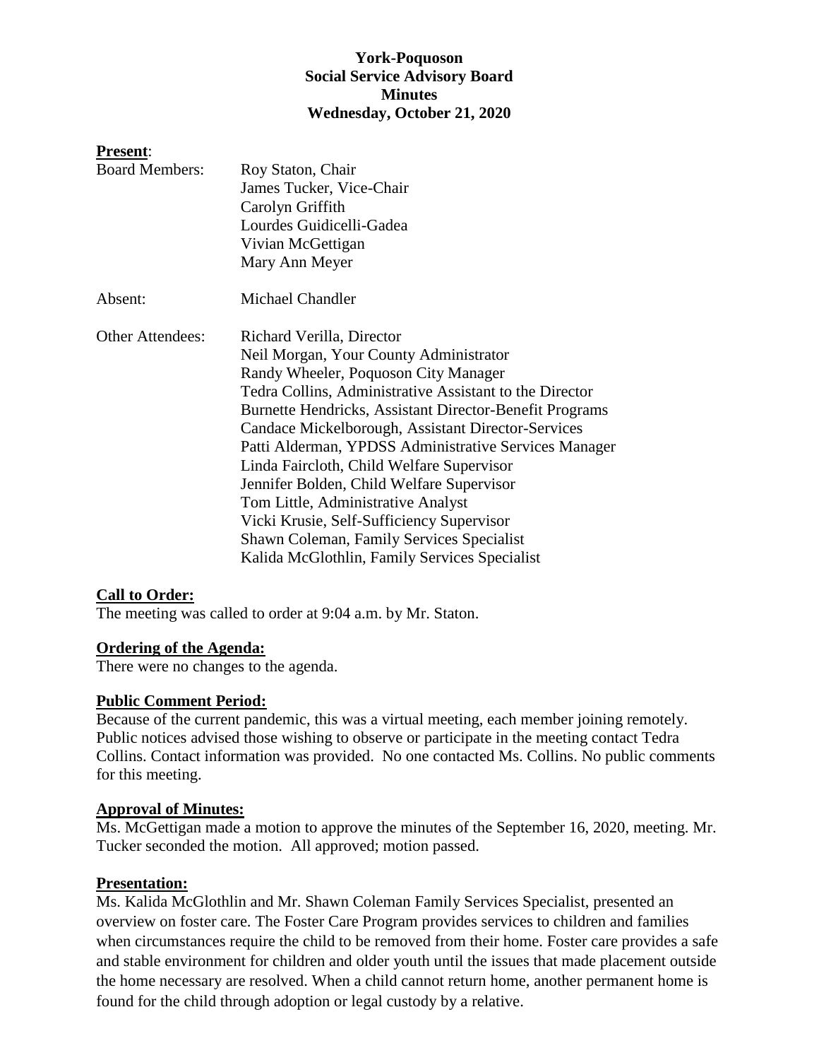**York-Poquoson**
**Social Service Advisory Board**
**Minutes**
**Wednesday, October 21, 2020**

**Present**:

| | |
|---|---|
| Board Members: | Roy Staton, Chair<br>James Tucker, Vice-Chair<br>Carolyn Griffith<br>Lourdes Guidicelli-Gadea<br>Vivian McGettigan<br>Mary Ann Meyer |
| Absent: | Michael Chandler |
| Other Attendees: | Richard Verilla, Director<br>Neil Morgan, Your County Administrator<br>Randy Wheeler, Poquoson City Manager<br>Tedra Collins, Administrative Assistant to the Director<br>Burnette Hendricks, Assistant Director-Benefit Programs<br>Candace Mickelborough, Assistant Director-Services<br>Patti Alderman, YPDSS Administrative Services Manager<br>Linda Faircloth, Child Welfare Supervisor<br>Jennifer Bolden, Child Welfare Supervisor<br>Tom Little, Administrative Analyst<br>Vicki Krusie, Self-Sufficiency Supervisor<br>Shawn Coleman, Family Services Specialist<br>Kalida McGlothlin, Family Services Specialist |

**Call to Order:**

The meeting was called to order at 9:04 a.m. by Mr. Staton.

**Ordering of the Agenda:**

There were no changes to the agenda.

**Public Comment Period:**

Because of the current pandemic, this was a virtual meeting, each member joining remotely. Public notices advised those wishing to observe or participate in the meeting contact Tedra Collins. Contact information was provided. No one contacted Ms. Collins. No public comments for this meeting.

**Approval of Minutes:**

Ms. McGettigan made a motion to approve the minutes of the September 16, 2020, meeting. Mr. Tucker seconded the motion. All approved; motion passed.

**Presentation:**

Ms. Kalida McGlothlin and Mr. Shawn Coleman Family Services Specialist, presented an overview on foster care. The Foster Care Program provides services to children and families when circumstances require the child to be removed from their home. Foster care provides a safe and stable environment for children and older youth until the issues that made placement outside the home necessary are resolved. When a child cannot return home, another permanent home is found for the child through adoption or legal custody by a relative.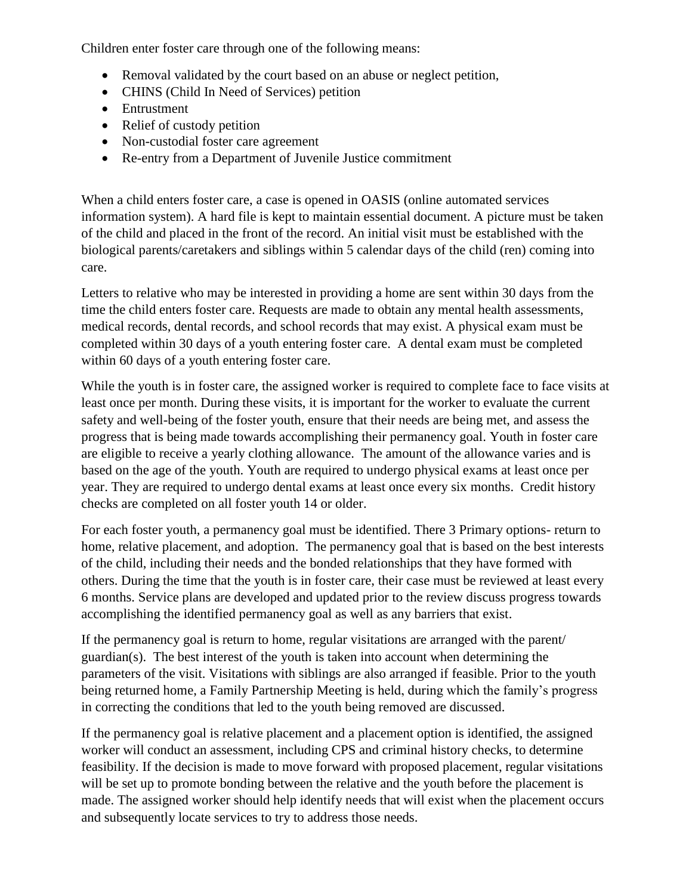Children enter foster care through one of the following means:

- Removal validated by the court based on an abuse or neglect petition,
- CHINS (Child In Need of Services) petition
- Entrustment
- Relief of custody petition
- Non-custodial foster care agreement
- Re-entry from a Department of Juvenile Justice commitment

When a child enters foster care, a case is opened in OASIS (online automated services information system). A hard file is kept to maintain essential document. A picture must be taken of the child and placed in the front of the record. An initial visit must be established with the biological parents/caretakers and siblings within 5 calendar days of the child (ren) coming into care.

Letters to relative who may be interested in providing a home are sent within 30 days from the time the child enters foster care. Requests are made to obtain any mental health assessments, medical records, dental records, and school records that may exist. A physical exam must be completed within 30 days of a youth entering foster care. A dental exam must be completed within 60 days of a youth entering foster care.

While the youth is in foster care, the assigned worker is required to complete face to face visits at least once per month. During these visits, it is important for the worker to evaluate the current safety and well-being of the foster youth, ensure that their needs are being met, and assess the progress that is being made towards accomplishing their permanency goal. Youth in foster care are eligible to receive a yearly clothing allowance. The amount of the allowance varies and is based on the age of the youth. Youth are required to undergo physical exams at least once per year. They are required to undergo dental exams at least once every six months. Credit history checks are completed on all foster youth 14 or older.

For each foster youth, a permanency goal must be identified. There 3 Primary options- return to home, relative placement, and adoption. The permanency goal that is based on the best interests of the child, including their needs and the bonded relationships that they have formed with others. During the time that the youth is in foster care, their case must be reviewed at least every 6 months. Service plans are developed and updated prior to the review discuss progress towards accomplishing the identified permanency goal as well as any barriers that exist.

If the permanency goal is return to home, regular visitations are arranged with the parent/ guardian(s). The best interest of the youth is taken into account when determining the parameters of the visit. Visitations with siblings are also arranged if feasible. Prior to the youth being returned home, a Family Partnership Meeting is held, during which the family's progress in correcting the conditions that led to the youth being removed are discussed.

If the permanency goal is relative placement and a placement option is identified, the assigned worker will conduct an assessment, including CPS and criminal history checks, to determine feasibility. If the decision is made to move forward with proposed placement, regular visitations will be set up to promote bonding between the relative and the youth before the placement is made. The assigned worker should help identify needs that will exist when the placement occurs and subsequently locate services to try to address those needs.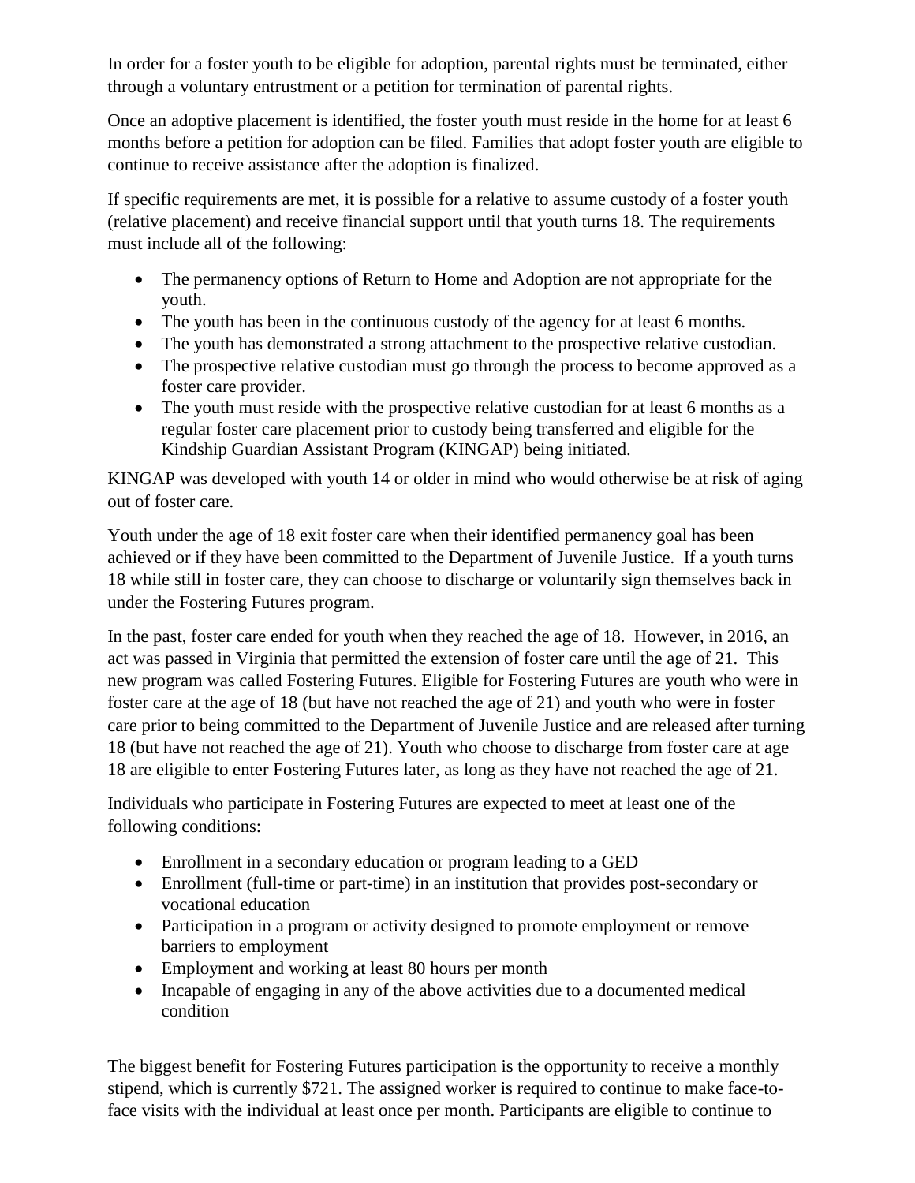In order for a foster youth to be eligible for adoption, parental rights must be terminated, either through a voluntary entrustment or a petition for termination of parental rights.

Once an adoptive placement is identified, the foster youth must reside in the home for at least 6 months before a petition for adoption can be filed. Families that adopt foster youth are eligible to continue to receive assistance after the adoption is finalized.

If specific requirements are met, it is possible for a relative to assume custody of a foster youth (relative placement) and receive financial support until that youth turns 18. The requirements must include all of the following:

- The permanency options of Return to Home and Adoption are not appropriate for the youth.
- The youth has been in the continuous custody of the agency for at least 6 months.
- The youth has demonstrated a strong attachment to the prospective relative custodian.
- The prospective relative custodian must go through the process to become approved as a foster care provider.
- The youth must reside with the prospective relative custodian for at least 6 months as a regular foster care placement prior to custody being transferred and eligible for the Kindship Guardian Assistant Program (KINGAP) being initiated.

KINGAP was developed with youth 14 or older in mind who would otherwise be at risk of aging out of foster care.

Youth under the age of 18 exit foster care when their identified permanency goal has been achieved or if they have been committed to the Department of Juvenile Justice. If a youth turns 18 while still in foster care, they can choose to discharge or voluntarily sign themselves back in under the Fostering Futures program.

In the past, foster care ended for youth when they reached the age of 18. However, in 2016, an act was passed in Virginia that permitted the extension of foster care until the age of 21. This new program was called Fostering Futures. Eligible for Fostering Futures are youth who were in foster care at the age of 18 (but have not reached the age of 21) and youth who were in foster care prior to being committed to the Department of Juvenile Justice and are released after turning 18 (but have not reached the age of 21). Youth who choose to discharge from foster care at age 18 are eligible to enter Fostering Futures later, as long as they have not reached the age of 21.

Individuals who participate in Fostering Futures are expected to meet at least one of the following conditions:

- Enrollment in a secondary education or program leading to a GED
- Enrollment (full-time or part-time) in an institution that provides post-secondary or vocational education
- Participation in a program or activity designed to promote employment or remove barriers to employment
- Employment and working at least 80 hours per month
- Incapable of engaging in any of the above activities due to a documented medical condition

The biggest benefit for Fostering Futures participation is the opportunity to receive a monthly stipend, which is currently $721. The assigned worker is required to continue to make face-to-face visits with the individual at least once per month. Participants are eligible to continue to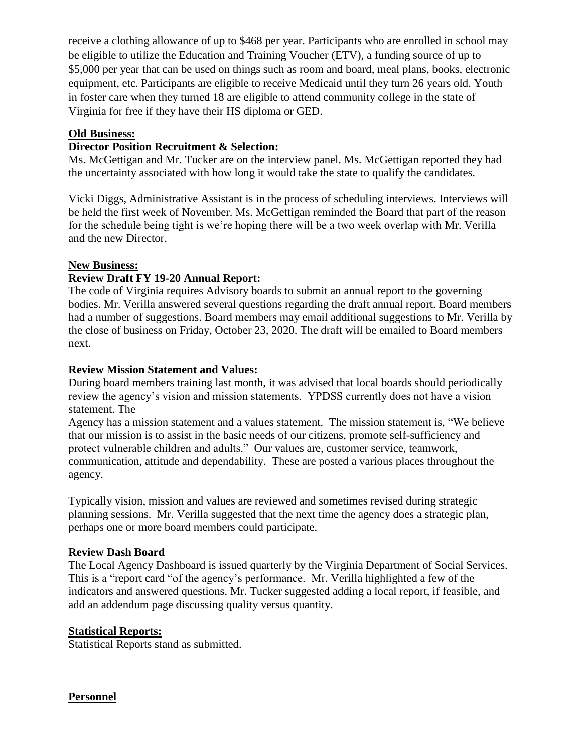receive a clothing allowance of up to $468 per year. Participants who are enrolled in school may be eligible to utilize the Education and Training Voucher (ETV), a funding source of up to $5,000 per year that can be used on things such as room and board, meal plans, books, electronic equipment, etc. Participants are eligible to receive Medicaid until they turn 26 years old. Youth in foster care when they turned 18 are eligible to attend community college in the state of Virginia for free if they have their HS diploma or GED.

**Old Business:**

**Director Position Recruitment & Selection:**

Ms. McGettigan and Mr. Tucker are on the interview panel. Ms. McGettigan reported they had the uncertainty associated with how long it would take the state to qualify the candidates.

Vicki Diggs, Administrative Assistant is in the process of scheduling interviews. Interviews will be held the first week of November. Ms. McGettigan reminded the Board that part of the reason for the schedule being tight is we're hoping there will be a two week overlap with Mr. Verilla and the new Director.

**New Business:**

**Review Draft FY 19-20 Annual Report:**

The code of Virginia requires Advisory boards to submit an annual report to the governing bodies. Mr. Verilla answered several questions regarding the draft annual report. Board members had a number of suggestions. Board members may email additional suggestions to Mr. Verilla by the close of business on Friday, October 23, 2020. The draft will be emailed to Board members next.

**Review Mission Statement and Values:**

During board members training last month, it was advised that local boards should periodically review the agency's vision and mission statements. YPDSS currently does not have a vision statement. The
Agency has a mission statement and a values statement. The mission statement is, "We believe that our mission is to assist in the basic needs of our citizens, promote self-sufficiency and protect vulnerable children and adults." Our values are, customer service, teamwork, communication, attitude and dependability. These are posted a various places throughout the agency.

Typically vision, mission and values are reviewed and sometimes revised during strategic planning sessions. Mr. Verilla suggested that the next time the agency does a strategic plan, perhaps one or more board members could participate.

**Review Dash Board**

The Local Agency Dashboard is issued quarterly by the Virginia Department of Social Services. This is a "report card "of the agency's performance. Mr. Verilla highlighted a few of the indicators and answered questions. Mr. Tucker suggested adding a local report, if feasible, and add an addendum page discussing quality versus quantity.

**Statistical Reports:**

Statistical Reports stand as submitted.

**Personnel**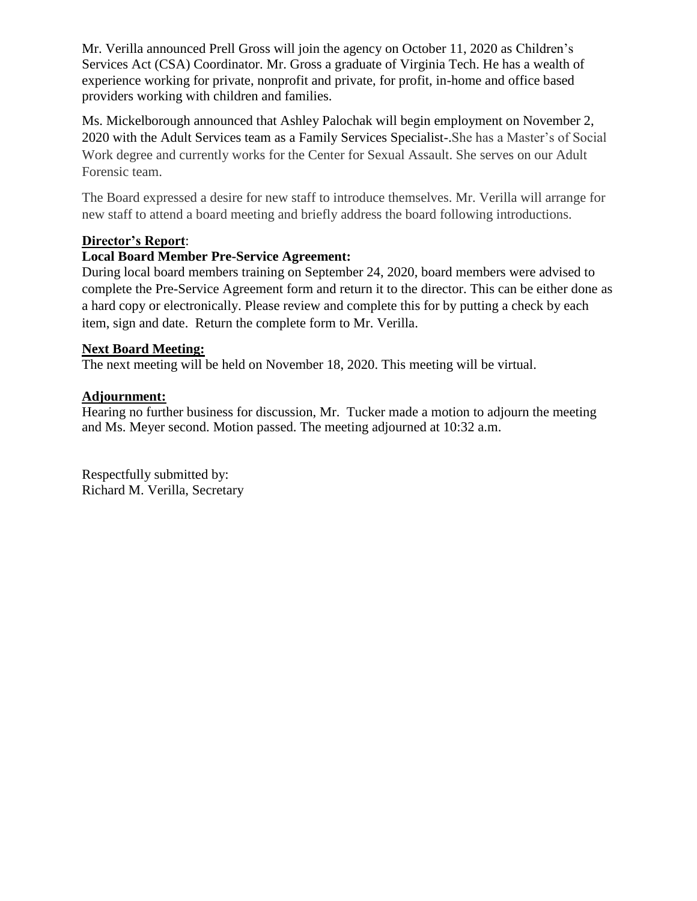Mr. Verilla announced Prell Gross will join the agency on October 11, 2020 as Children's Services Act (CSA) Coordinator. Mr. Gross a graduate of Virginia Tech. He has a wealth of experience working for private, nonprofit and private, for profit, in-home and office based providers working with children and families.

Ms. Mickelborough announced that Ashley Palochak will begin employment on November 2, 2020 with the Adult Services team as a Family Services Specialist-.She has a Master's of Social Work degree and currently works for the Center for Sexual Assault. She serves on our Adult Forensic team.

The Board expressed a desire for new staff to introduce themselves. Mr. Verilla will arrange for new staff to attend a board meeting and briefly address the board following introductions.

**Director's Report**:

**Local Board Member Pre-Service Agreement:**

During local board members training on September 24, 2020, board members were advised to complete the Pre-Service Agreement form and return it to the director. This can be either done as a hard copy or electronically. Please review and complete this for by putting a check by each item, sign and date. Return the complete form to Mr. Verilla.

**Next Board Meeting:**

The next meeting will be held on November 18, 2020. This meeting will be virtual.

**Adjournment:**

Hearing no further business for discussion, Mr. Tucker made a motion to adjourn the meeting and Ms. Meyer second. Motion passed. The meeting adjourned at 10:32 a.m.

Respectfully submitted by:
Richard M. Verilla, Secretary